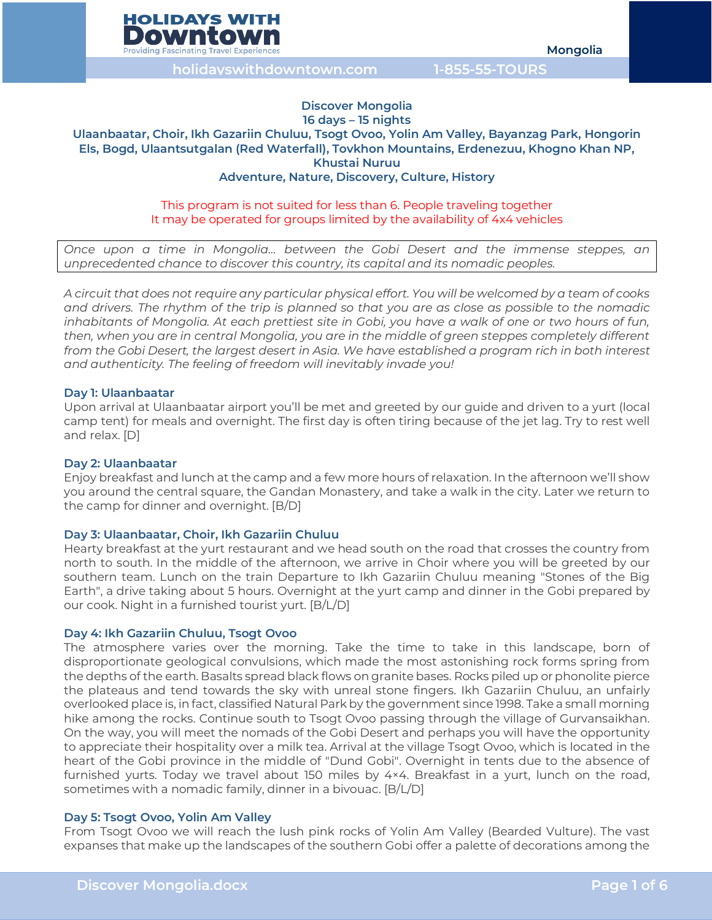# Discover Mongolia

**16 days – 15 nights**

**Ulaanbaatar, Choir, Ikh Gazariin Chuluu, Tsogt Ovoo, Yolin Am Valley, Bayanzag Park, Hongorin Els, Bogd, Ulaantsutgalan (Red Waterfall), Tovkhon Mountains, Erdenezuu, Khogno Khan NP, Khustai Nuruu**

**Adventure, Nature, Discovery, Culture, History**

This program is not suited for less than 6. People traveling together
It may be operated for groups limited by the availability of 4x4 vehicles

*Once upon a time in Mongolia... between the Gobi Desert and the immense steppes, an unprecedented chance to discover this country, its capital and its nomadic peoples.*

*A circuit that does not require any particular physical effort. You will be welcomed by a team of cooks and drivers. The rhythm of the trip is planned so that you are as close as possible to the nomadic inhabitants of Mongolia. At each prettiest site in Gobi, you have a walk of one or two hours of fun, then, when you are in central Mongolia, you are in the middle of green steppes completely different from the Gobi Desert, the largest desert in Asia. We have established a program rich in both interest and authenticity. The feeling of freedom will inevitably invade you!*

### Day 1: Ulaanbaatar

Upon arrival at Ulaanbaatar airport you'll be met and greeted by our guide and driven to a yurt (local camp tent) for meals and overnight. The first day is often tiring because of the jet lag. Try to rest well and relax. [D]

### Day 2: Ulaanbaatar

Enjoy breakfast and lunch at the camp and a few more hours of relaxation. In the afternoon we'll show you around the central square, the Gandan Monastery, and take a walk in the city. Later we return to the camp for dinner and overnight. [B/D]

### Day 3: Ulaanbaatar, Choir, Ikh Gazariin Chuluu

Hearty breakfast at the yurt restaurant and we head south on the road that crosses the country from north to south. In the middle of the afternoon, we arrive in Choir where you will be greeted by our southern team. Lunch on the train Departure to Ikh Gazariin Chuluu meaning "Stones of the Big Earth", a drive taking about 5 hours. Overnight at the yurt camp and dinner in the Gobi prepared by our cook. Night in a furnished tourist yurt. [B/L/D]

### Day 4: Ikh Gazariin Chuluu, Tsogt Ovoo

The atmosphere varies over the morning. Take the time to take in this landscape, born of disproportionate geological convulsions, which made the most astonishing rock forms spring from the depths of the earth. Basalts spread black flows on granite bases. Rocks piled up or phonolite pierce the plateaus and tend towards the sky with unreal stone fingers. Ikh Gazariin Chuluu, an unfairly overlooked place is, in fact, classified Natural Park by the government since 1998. Take a small morning hike among the rocks. Continue south to Tsogt Ovoo passing through the village of Gurvansaikhan. On the way, you will meet the nomads of the Gobi Desert and perhaps you will have the opportunity to appreciate their hospitality over a milk tea. Arrival at the village Tsogt Ovoo, which is located in the heart of the Gobi province in the middle of "Dund Gobi". Overnight in tents due to the absence of furnished yurts. Today we travel about 150 miles by 4×4. Breakfast in a yurt, lunch on the road, sometimes with a nomadic family, dinner in a bivouac. [B/L/D]

### Day 5: Tsogt Ovoo, Yolin Am Valley

From Tsogt Ovoo we will reach the lush pink rocks of Yolin Am Valley (Bearded Vulture). The vast expanses that make up the landscapes of the southern Gobi offer a palette of decorations among the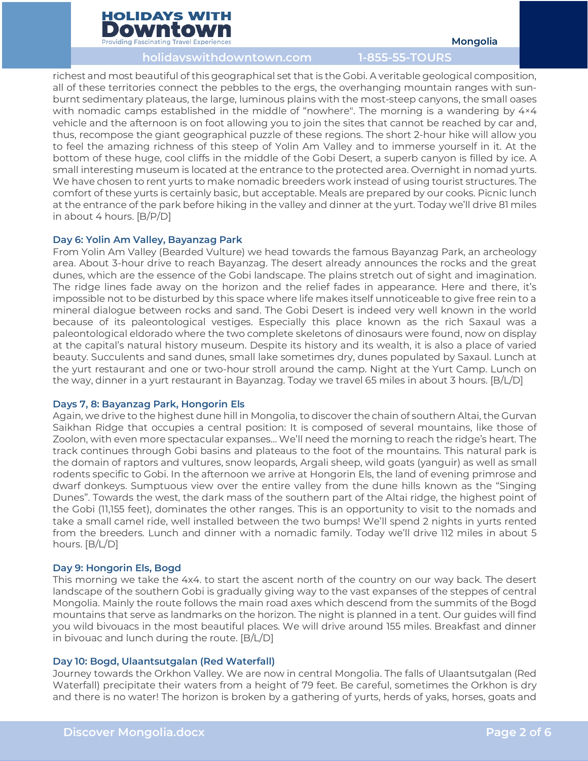richest and most beautiful of this geographical set that is the Gobi. A veritable geological composition, all of these territories connect the pebbles to the ergs, the overhanging mountain ranges with sun-burnt sedimentary plateaus, the large, luminous plains with the most-steep canyons, the small oases with nomadic camps established in the middle of "nowhere". The morning is a wandering by 4×4 vehicle and the afternoon is on foot allowing you to join the sites that cannot be reached by car and, thus, recompose the giant geographical puzzle of these regions. The short 2-hour hike will allow you to feel the amazing richness of this steep of Yolin Am Valley and to immerse yourself in it. At the bottom of these huge, cool cliffs in the middle of the Gobi Desert, a superb canyon is filled by ice. A small interesting museum is located at the entrance to the protected area. Overnight in nomad yurts. We have chosen to rent yurts to make nomadic breeders work instead of using tourist structures. The comfort of these yurts is certainly basic, but acceptable. Meals are prepared by our cooks. Picnic lunch at the entrance of the park before hiking in the valley and dinner at the yurt. Today we'll drive 81 miles in about 4 hours. [B/P/D]

### Day 6: Yolin Am Valley, Bayanzag Park

From Yolin Am Valley (Bearded Vulture) we head towards the famous Bayanzag Park, an archeology area. About 3-hour drive to reach Bayanzag. The desert already announces the rocks and the great dunes, which are the essence of the Gobi landscape. The plains stretch out of sight and imagination. The ridge lines fade away on the horizon and the relief fades in appearance. Here and there, it's impossible not to be disturbed by this space where life makes itself unnoticeable to give free rein to a mineral dialogue between rocks and sand. The Gobi Desert is indeed very well known in the world because of its paleontological vestiges. Especially this place known as the rich Saxaul was a paleontological eldorado where the two complete skeletons of dinosaurs were found, now on display at the capital's natural history museum. Despite its history and its wealth, it is also a place of varied beauty. Succulents and sand dunes, small lake sometimes dry, dunes populated by Saxaul. Lunch at the yurt restaurant and one or two-hour stroll around the camp. Night at the Yurt Camp. Lunch on the way, dinner in a yurt restaurant in Bayanzag. Today we travel 65 miles in about 3 hours. [B/L/D]

### Days 7, 8: Bayanzag Park, Hongorin Els

Again, we drive to the highest dune hill in Mongolia, to discover the chain of southern Altai, the Gurvan Saikhan Ridge that occupies a central position: It is composed of several mountains, like those of Zoolon, with even more spectacular expanses... We'll need the morning to reach the ridge's heart. The track continues through Gobi basins and plateaus to the foot of the mountains. This natural park is the domain of raptors and vultures, snow leopards, Argali sheep, wild goats (yanguir) as well as small rodents specific to Gobi. In the afternoon we arrive at Hongorin Els, the land of evening primrose and dwarf donkeys. Sumptuous view over the entire valley from the dune hills known as the "Singing Dunes". Towards the west, the dark mass of the southern part of the Altai ridge, the highest point of the Gobi (11,155 feet), dominates the other ranges. This is an opportunity to visit to the nomads and take a small camel ride, well installed between the two bumps! We'll spend 2 nights in yurts rented from the breeders. Lunch and dinner with a nomadic family. Today we'll drive 112 miles in about 5 hours. [B/L/D]

### Day 9: Hongorin Els, Bogd

This morning we take the 4x4. to start the ascent north of the country on our way back. The desert landscape of the southern Gobi is gradually giving way to the vast expanses of the steppes of central Mongolia. Mainly the route follows the main road axes which descend from the summits of the Bogd mountains that serve as landmarks on the horizon. The night is planned in a tent. Our guides will find you wild bivouacs in the most beautiful places. We will drive around 155 miles. Breakfast and dinner in bivouac and lunch during the route. [B/L/D]

### Day 10: Bogd, Ulaantsutgalan (Red Waterfall)

Journey towards the Orkhon Valley. We are now in central Mongolia. The falls of Ulaantsutgalan (Red Waterfall) precipitate their waters from a height of 79 feet. Be careful, sometimes the Orkhon is dry and there is no water! The horizon is broken by a gathering of yurts, herds of yaks, horses, goats and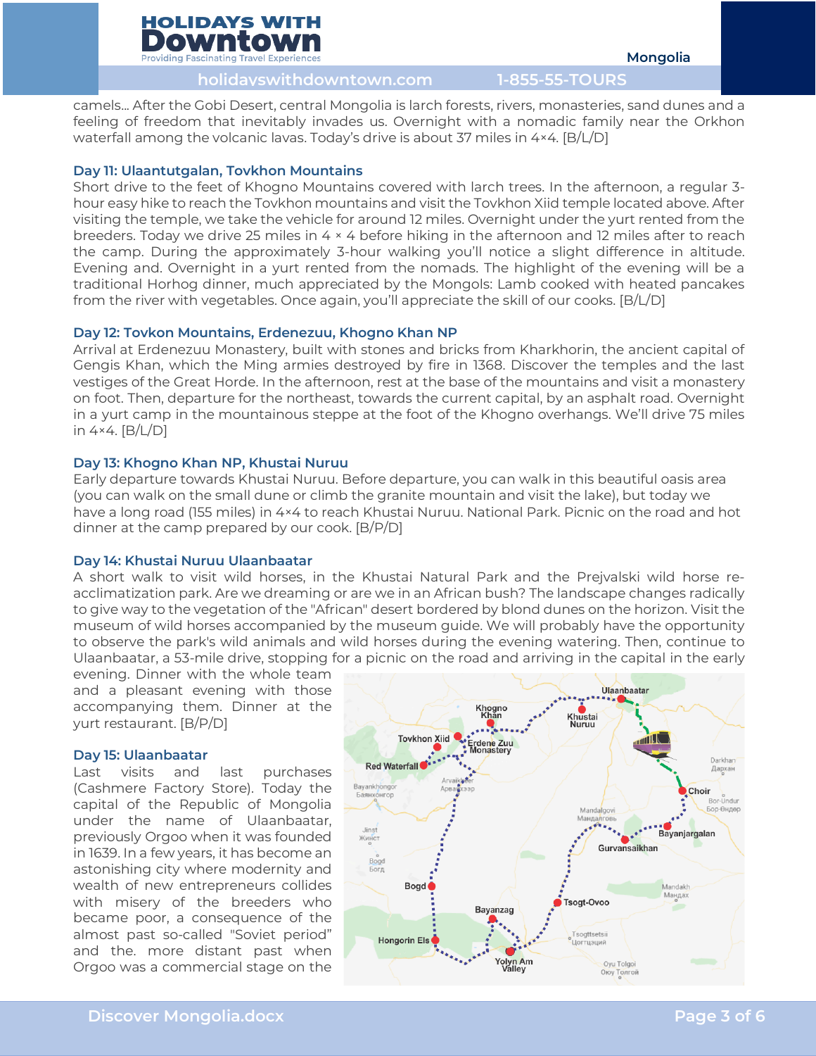camels... After the Gobi Desert, central Mongolia is larch forests, rivers, monasteries, sand dunes and a feeling of freedom that inevitably invades us. Overnight with a nomadic family near the Orkhon waterfall among the volcanic lavas. Today's drive is about 37 miles in 4×4. [B/L/D]

### Day 11: Ulaantutgalan, Tovkhon Mountains

Short drive to the feet of Khogno Mountains covered with larch trees. In the afternoon, a regular 3-hour easy hike to reach the Tovkhon mountains and visit the Tovkhon Xiid temple located above. After visiting the temple, we take the vehicle for around 12 miles. Overnight under the yurt rented from the breeders. Today we drive 25 miles in 4 × 4 before hiking in the afternoon and 12 miles after to reach the camp. During the approximately 3-hour walking you'll notice a slight difference in altitude. Evening and. Overnight in a yurt rented from the nomads. The highlight of the evening will be a traditional Horhog dinner, much appreciated by the Mongols: Lamb cooked with heated pancakes from the river with vegetables. Once again, you'll appreciate the skill of our cooks. [B/L/D]

### Day 12: Tovkon Mountains, Erdenezuu, Khogno Khan NP

Arrival at Erdenezuu Monastery, built with stones and bricks from Kharkhorin, the ancient capital of Gengis Khan, which the Ming armies destroyed by fire in 1368. Discover the temples and the last vestiges of the Great Horde. In the afternoon, rest at the base of the mountains and visit a monastery on foot. Then, departure for the northeast, towards the current capital, by an asphalt road. Overnight in a yurt camp in the mountainous steppe at the foot of the Khogno overhangs. We'll drive 75 miles in 4×4. [B/L/D]

### Day 13: Khogno Khan NP, Khustai Nuruu

Early departure towards Khustai Nuruu. Before departure, you can walk in this beautiful oasis area (you can walk on the small dune or climb the granite mountain and visit the lake), but today we have a long road (155 miles) in 4×4 to reach Khustai Nuruu. National Park. Picnic on the road and hot dinner at the camp prepared by our cook. [B/P/D]

### Day 14: Khustai Nuruu Ulaanbaatar

A short walk to visit wild horses, in the Khustai Natural Park and the Prejvalski wild horse re-acclimatization park. Are we dreaming or are we in an African bush? The landscape changes radically to give way to the vegetation of the "African" desert bordered by blond dunes on the horizon. Visit the museum of wild horses accompanied by the museum guide. We will probably have the opportunity to observe the park's wild animals and wild horses during the evening watering. Then, continue to Ulaanbaatar, a 53-mile drive, stopping for a picnic on the road and arriving in the capital in the early evening. Dinner with the whole team and a pleasant evening with those accompanying them. Dinner at the yurt restaurant. [B/P/D]

### Day 15: Ulaanbaatar

Last visits and last purchases (Cashmere Factory Store). Today the capital of the Republic of Mongolia under the name of Ulaanbaatar, previously Orgoo when it was founded in 1639. In a few years, it has become an astonishing city where modernity and wealth of new entrepreneurs collides with misery of the breeders who became poor, a consequence of the almost past so-called "Soviet period" and the. more distant past when Orgoo was a commercial stage on the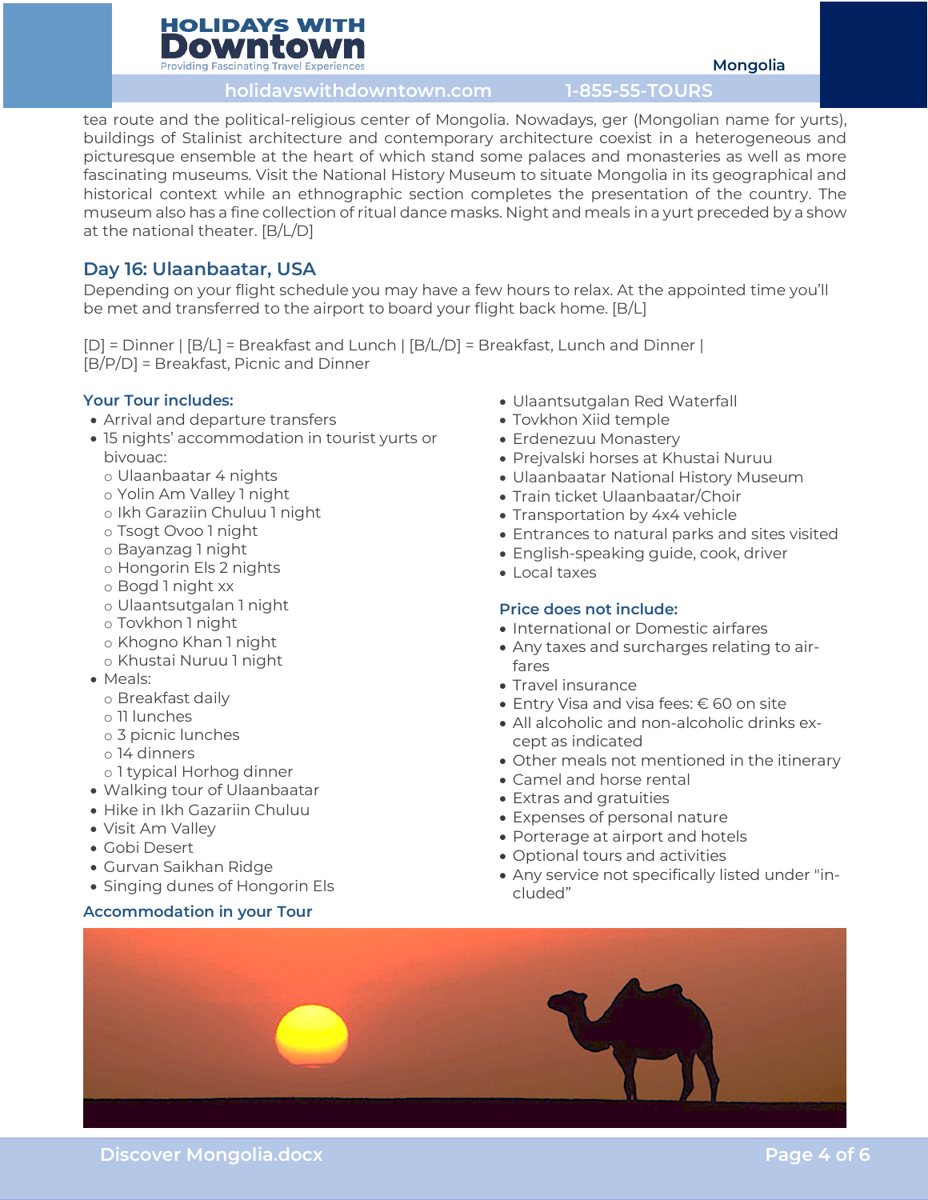tea route and the political-religious center of Mongolia. Nowadays, ger (Mongolian name for yurts), buildings of Stalinist architecture and contemporary architecture coexist in a heterogeneous and picturesque ensemble at the heart of which stand some palaces and monasteries as well as more fascinating museums. Visit the National History Museum to situate Mongolia in its geographical and historical context while an ethnographic section completes the presentation of the country. The museum also has a fine collection of ritual dance masks. Night and meals in a yurt preceded by a show at the national theater. [B/L/D]

## Day 16: Ulaanbaatar, USA

Depending on your flight schedule you may have a few hours to relax. At the appointed time you'll be met and transferred to the airport to board your flight back home. [B/L]

[D] = Dinner | [B/L] = Breakfast and Lunch | [B/L/D] = Breakfast, Lunch and Dinner | [B/P/D] = Breakfast, Picnic and Dinner

### Your Tour includes:

- Arrival and departure transfers
- 15 nights' accommodation in tourist yurts or bivouac:
  - Ulaanbaatar 4 nights
  - Yolin Am Valley 1 night
  - Ikh Garaziin Chuluu 1 night
  - Tsogt Ovoo 1 night
  - Bayanzag 1 night
  - Hongorin Els 2 nights
  - Bogd 1 night xx
  - Ulaantsutgalan 1 night
  - Tovkhon 1 night
  - Khogno Khan 1 night
  - Khustai Nuruu 1 night
- Meals:
  - Breakfast daily
  - 11 lunches
  - 3 picnic lunches
  - 14 dinners
  - 1 typical Horhog dinner
- Walking tour of Ulaanbaatar
- Hike in Ikh Gazariin Chuluu
- Visit Am Valley
- Gobi Desert
- Gurvan Saikhan Ridge
- Singing dunes of Hongorin Els
- Ulaantsutgalan Red Waterfall
- Tovkhon Xiid temple
- Erdenezuu Monastery
- Prejvalski horses at Khustai Nuruu
- Ulaanbaatar National History Museum
- Train ticket Ulaanbaatar/Choir
- Transportation by 4x4 vehicle
- Entrances to natural parks and sites visited
- English-speaking guide, cook, driver
- Local taxes

### Price does not include:

- International or Domestic airfares
- Any taxes and surcharges relating to airfares
- Travel insurance
- Entry Visa and visa fees: € 60 on site
- All alcoholic and non-alcoholic drinks except as indicated
- Other meals not mentioned in the itinerary
- Camel and horse rental
- Extras and gratuities
- Expenses of personal nature
- Porterage at airport and hotels
- Optional tours and activities
- Any service not specifically listed under "included"

### Accommodation in your Tour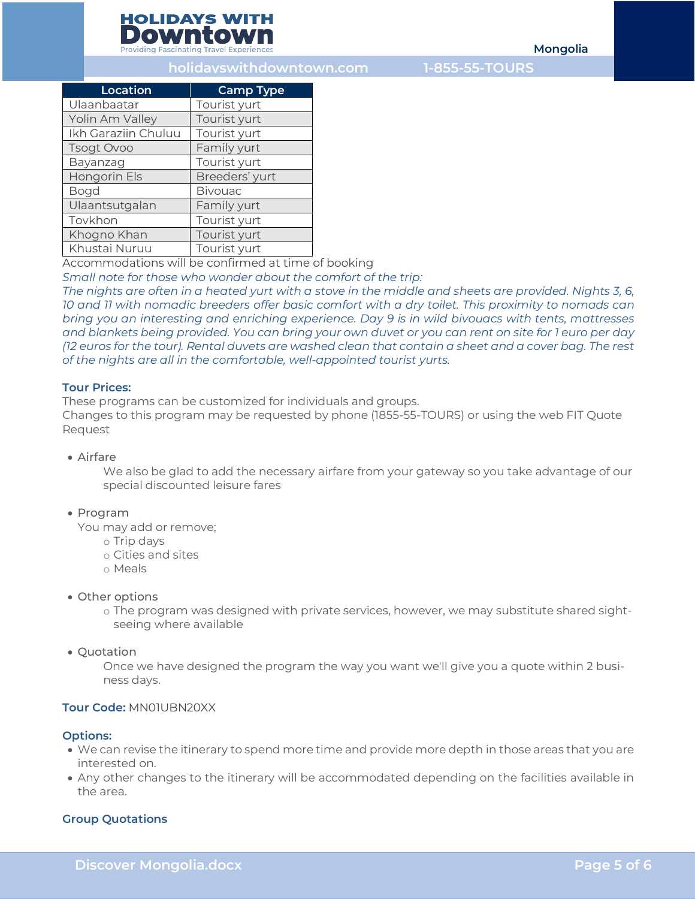| Location | Camp Type |
| --- | --- |
| Ulaanbaatar | Tourist yurt |
| Yolin Am Valley | Tourist yurt |
| Ikh Garaziin Chuluu | Tourist yurt |
| Tsogt Ovoo | Family yurt |
| Bayanzag | Tourist yurt |
| Hongorin Els | Breeders' yurt |
| Bogd | Bivouac |
| Ulaantsutgalan | Family yurt |
| Tovkhon | Tourist yurt |
| Khogno Khan | Tourist yurt |
| Khustai Nuruu | Tourist yurt |

Accommodations will be confirmed at time of booking

*Small note for those who wonder about the comfort of the trip:*

*The nights are often in a heated yurt with a stove in the middle and sheets are provided. Nights 3, 6, 10 and 11 with nomadic breeders offer basic comfort with a dry toilet. This proximity to nomads can bring you an interesting and enriching experience. Day 9 is in wild bivouacs with tents, mattresses and blankets being provided. You can bring your own duvet or you can rent on site for 1 euro per day (12 euros for the tour). Rental duvets are washed clean that contain a sheet and a cover bag. The rest of the nights are all in the comfortable, well-appointed tourist yurts.*

### Tour Prices:

These programs can be customized for individuals and groups.
Changes to this program may be requested by phone (1855-55-TOURS) or using the web FIT Quote Request

- Airfare
  We also be glad to add the necessary airfare from your gateway so you take advantage of our special discounted leisure fares

- Program
  You may add or remove;
  - Trip days
  - Cities and sites
  - Meals

- Other options
  - The program was designed with private services, however, we may substitute shared sight-seeing where available

- Quotation
  Once we have designed the program the way you want we'll give you a quote within 2 business days.

**Tour Code:** MN01UBN20XX

### Options:

- We can revise the itinerary to spend more time and provide more depth in those areas that you are interested on.
- Any other changes to the itinerary will be accommodated depending on the facilities available in the area.

### Group Quotations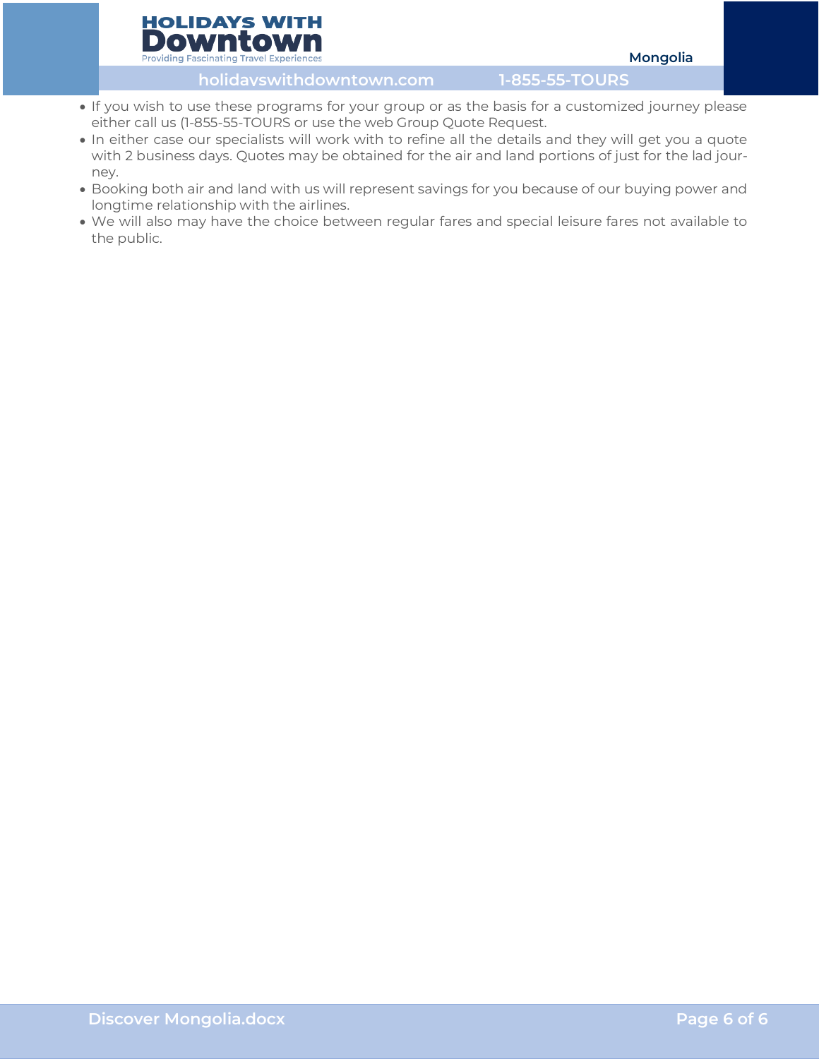- If you wish to use these programs for your group or as the basis for a customized journey please either call us (1-855-55-TOURS or use the web Group Quote Request.
- In either case our specialists will work with to refine all the details and they will get you a quote with 2 business days. Quotes may be obtained for the air and land portions of just for the lad journey.
- Booking both air and land with us will represent savings for you because of our buying power and longtime relationship with the airlines.
- We will also may have the choice between regular fares and special leisure fares not available to the public.